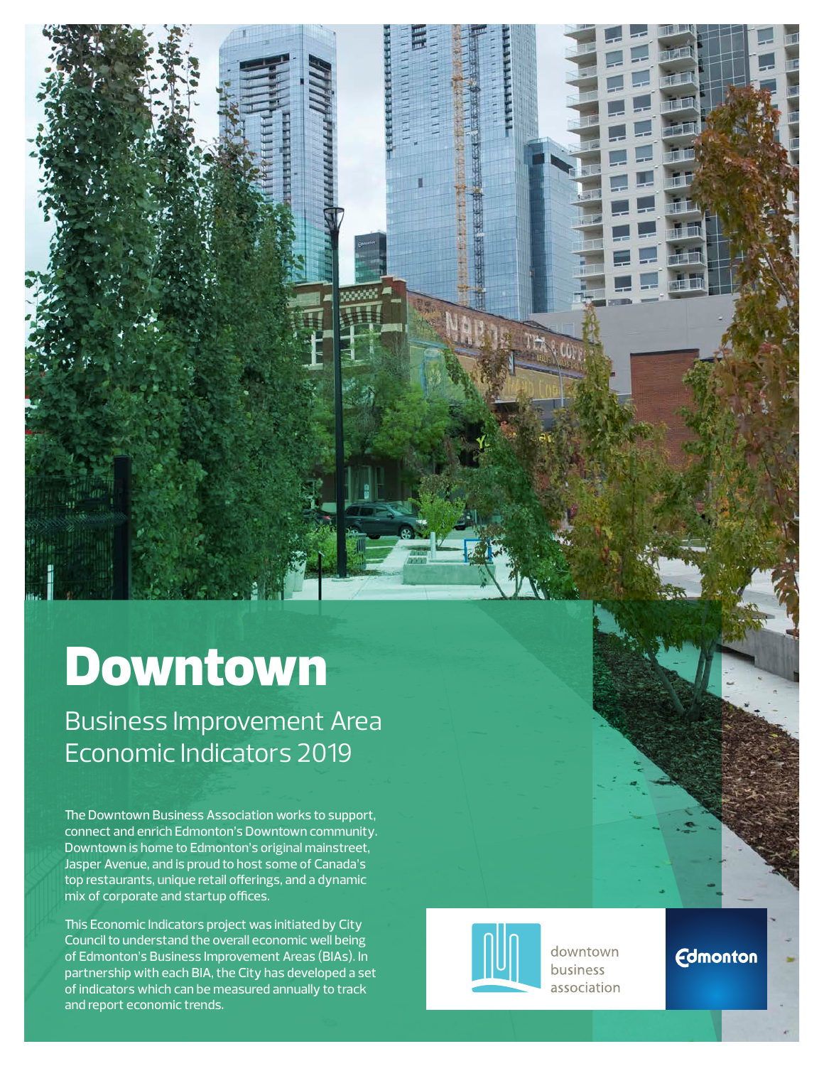# Downtown

## Business Improvement Area Economic Indicators 2019

The Downtown Business Association works to support, connect and enrich Edmonton's Downtown community. Downtown is home to Edmonton's original mainstreet, Jasper Avenue, and is proud to host some of Canada's top restaurants, unique retail offerings, and a dynamic mix of corporate and startup offices.

This Economic Indicators project was initiated by City Council to understand the overall economic well being of Edmonton's Business Improvement Areas (BIAs). In partnership with each BIA, the City has developed a set of indicators which can be measured annually to track and report economic trends.

downtown business association

Edmonton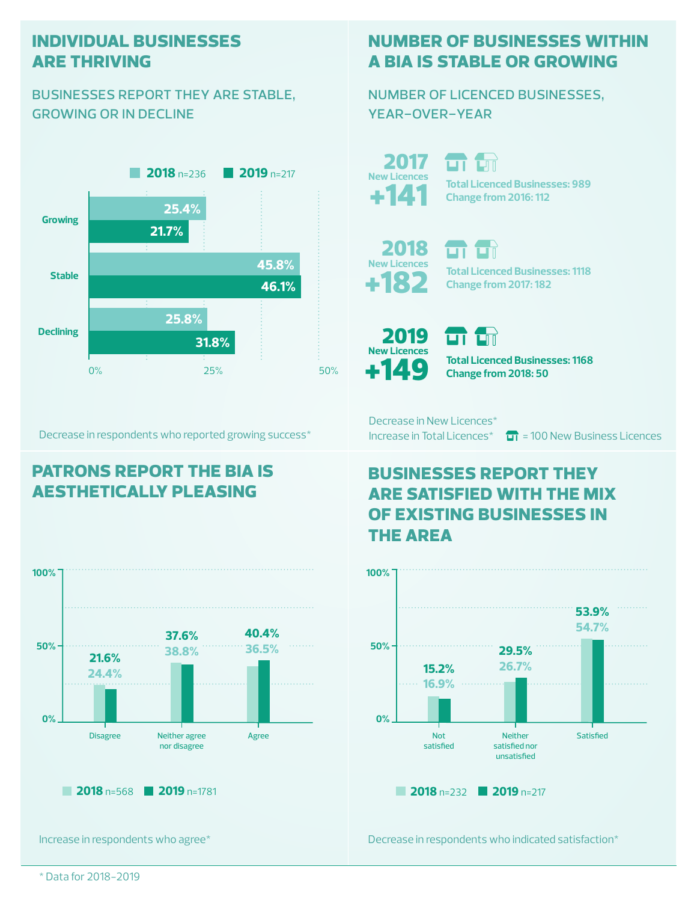## INDIVIDUAL BUSINESSES ARE THRIVING

### BUSINESSES REPORT THEY ARE STABLE, GROWING OR IN DECLINE

| | 2018 n=236 | 2019 n=217 |
|---|---|---|
| Growing | 25.4% | 21.7% |
| Stable | 45.8% | 46.1% |
| Declining | 25.8% | 31.8% |

Decrease in respondents who reported growing success*

## NUMBER OF BUSINESSES WITHIN A BIA IS STABLE OR GROWING

### NUMBER OF LICENCED BUSINESSES, YEAR-OVER-YEAR

**2017** New Licences **+141**
Total Licenced Businesses: 989
Change from 2016: 112

**2018** New Licences **+182**
Total Licenced Businesses: 1118
Change from 2017: 182

**2019** New Licences **+149**
Total Licenced Businesses: 1168
Change from 2018: 50

Decrease in New Licences*
Increase in Total Licences*

= 100 New Business Licences

## PATRONS REPORT THE BIA IS AESTHETICALLY PLEASING

| | 2018 n=568 | 2019 n=1781 |
|---|---|---|
| Disagree | 24.4% | 21.6% |
| Neither agree nor disagree | 38.8% | 37.6% |
| Agree | 36.5% | 40.4% |

Increase in respondents who agree*

## BUSINESSES REPORT THEY ARE SATISFIED WITH THE MIX OF EXISTING BUSINESSES IN THE AREA

| | 2018 n=232 | 2019 n=217 |
|---|---|---|
| Not satisfied | 16.9% | 15.2% |
| Neither satisfied nor unsatisfied | 26.7% | 29.5% |
| Satisfied | 54.7% | 53.9% |

Decrease in respondents who indicated satisfaction*

* Data for 2018–2019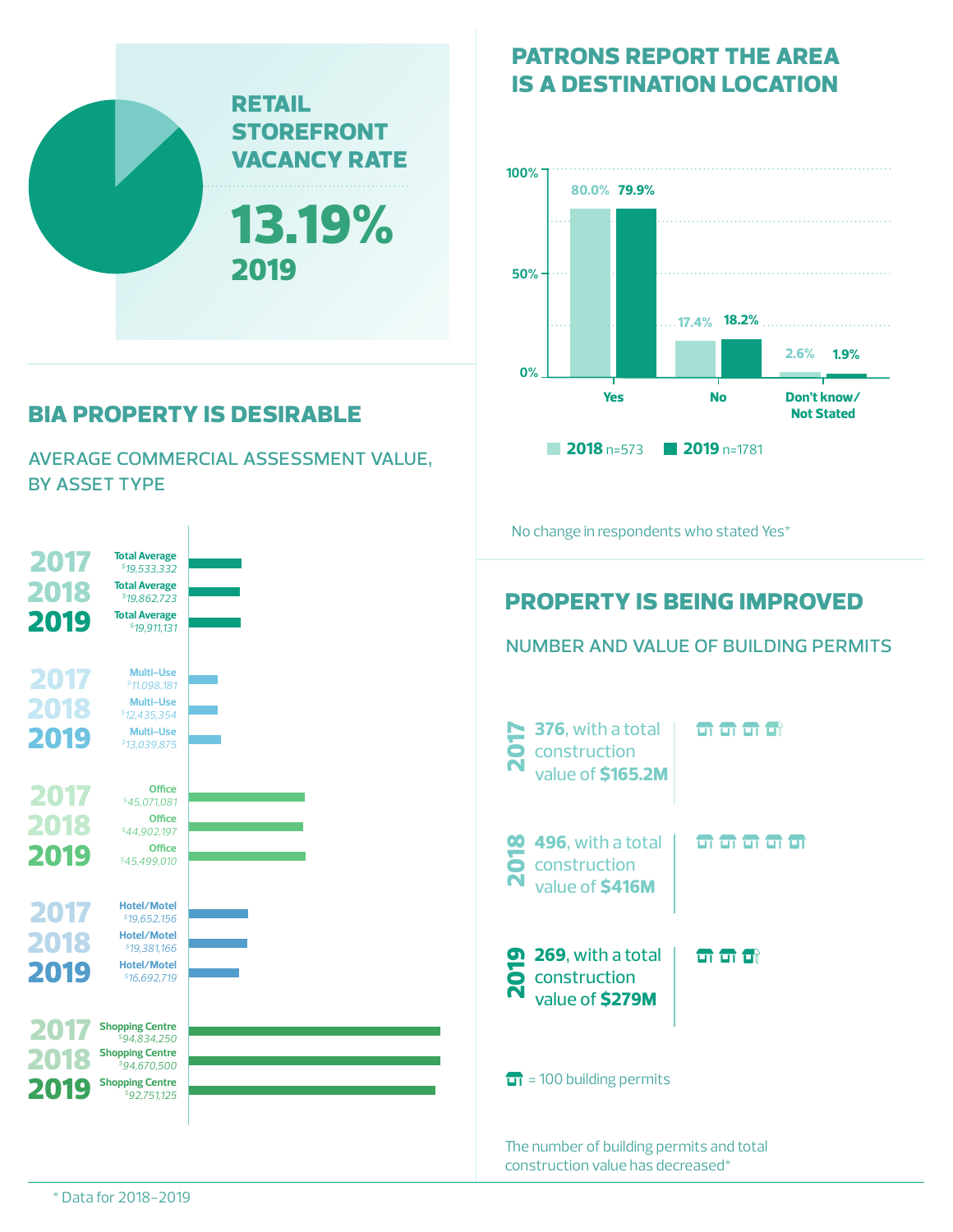## RETAIL STOREFRONT VACANCY RATE

**13.19%**
**2019**

## PATRONS REPORT THE AREA IS A DESTINATION LOCATION

| | 2018 (n=573) | 2019 (n=1781) |
|---|---|---|
| Yes | 80.0% | 79.9% |
| No | 17.4% | 18.2% |
| Don't know/ Not Stated | 2.6% | 1.9% |

No change in respondents who stated Yes*

## BIA PROPERTY IS DESIRABLE

AVERAGE COMMERCIAL ASSESSMENT VALUE, BY ASSET TYPE

| Year | Asset Type | Value |
|---|---|---|
| 2017 | Total Average | $19,533,332 |
| 2018 | Total Average | $19,862,723 |
| 2019 | Total Average | $19,911,131 |
| 2017 | Multi-Use | $11,098,181 |
| 2018 | Multi-Use | $12,435,354 |
| 2019 | Multi-Use | $13,039,875 |
| 2017 | Office | $45,071,081 |
| 2018 | Office | $44,902,197 |
| 2019 | Office | $45,499,010 |
| 2017 | Hotel/Motel | $19,652,156 |
| 2018 | Hotel/Motel | $19,381,166 |
| 2019 | Hotel/Motel | $16,692,719 |
| 2017 | Shopping Centre | $94,834,250 |
| 2018 | Shopping Centre | $94,670,500 |
| 2019 | Shopping Centre | $92,751,125 |

## PROPERTY IS BEING IMPROVED

NUMBER AND VALUE OF BUILDING PERMITS

**2017** — **376**, with a total construction value of **$165.2M**

**2018** — **496**, with a total construction value of **$416M**

**2019** — **269**, with a total construction value of **$279M**

= 100 building permits

The number of building permits and total construction value has decreased*

\* Data for 2018–2019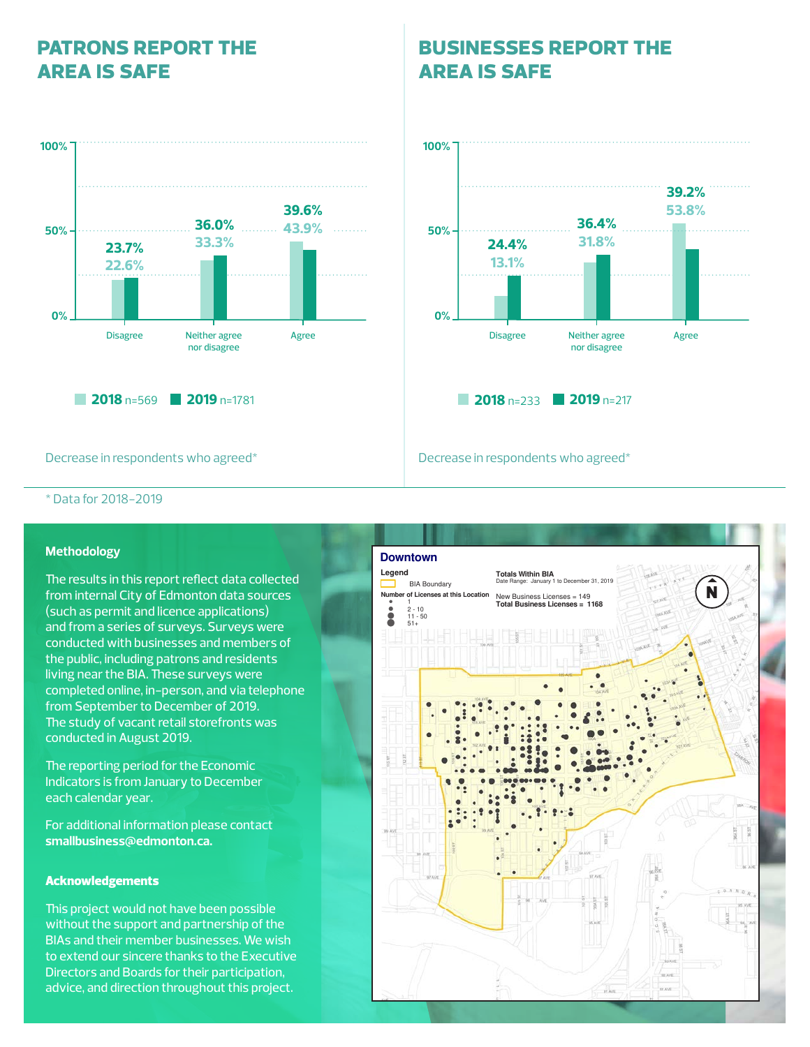## PATRONS REPORT THE AREA IS SAFE

100%
50%
0%

23.7%
22.6%
Disagree

36.0%
33.3%
Neither agree nor disagree

39.6%
43.9%
Agree

**2018** n=569 **2019** n=1781

Decrease in respondents who agreed*

## BUSINESSES REPORT THE AREA IS SAFE

100%
50%
0%

24.4%
13.1%
Disagree

36.4%
31.8%
Neither agree nor disagree

39.2%
53.8%
Agree

**2018** n=233 **2019** n=217

Decrease in respondents who agreed*

\* Data for 2018-2019

### Methodology

The results in this report reflect data collected from internal City of Edmonton data sources (such as permit and licence applications) and from a series of surveys. Surveys were conducted with businesses and members of the public, including patrons and residents living near the BIA. These surveys were completed online, in-person, and via telephone from September to December of 2019. The study of vacant retail storefronts was conducted in August 2019.

The reporting period for the Economic Indicators is from January to December each calendar year.

For additional information please contact **smallbusiness@edmonton.ca.**

### Acknowledgements

This project would not have been possible without the support and partnership of the BIAs and their member businesses. We wish to extend our sincere thanks to the Executive Directors and Boards for their participation, advice, and direction throughout this project.

**Downtown**

**Legend**

BIA Boundary

**Number of Licenses at this Location**
1
2 - 10
11 - 50
51+

**Totals Within BIA**
Date Range: January 1 to December 31, 2019

New Business Licenses = 149
**Total Business Licenses = 1168**